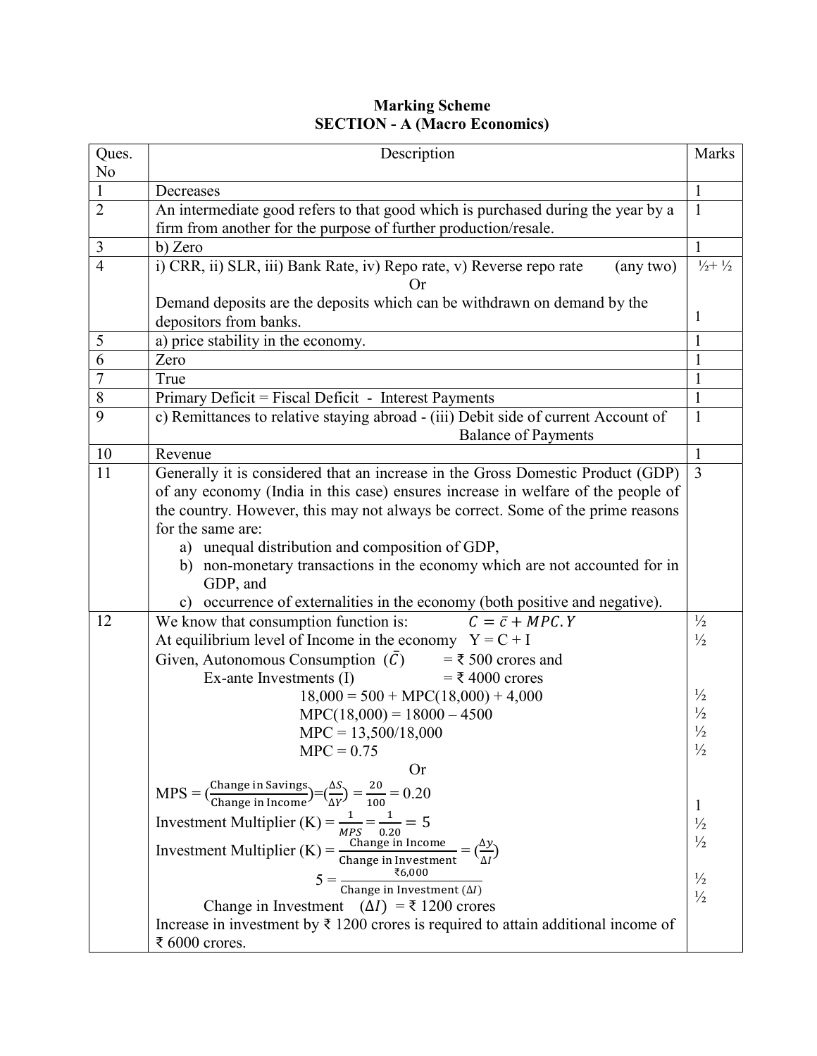# Marking Scheme
## SECTION - A (Macro Economics)

| Ques. No | Description | Marks |
|---|---|---|
| 1 | Decreases | 1 |
| 2 | An intermediate good refers to that good which is purchased during the year by a firm from another for the purpose of further production/resale. | 1 |
| 3 | b) Zero | 1 |
| 4 | i) CRR, ii) SLR, iii) Bank Rate, iv) Repo rate, v) Reverse repo rate (any two)<br>Or<br>Demand deposits are the deposits which can be withdrawn on demand by the depositors from banks. | ½+ ½<br><br><br>1 |
| 5 | a) price stability in the economy. | 1 |
| 6 | Zero | 1 |
| 7 | True | 1 |
| 8 | Primary Deficit = Fiscal Deficit - Interest Payments | 1 |
| 9 | c) Remittances to relative staying abroad - (iii) Debit side of current Account of Balance of Payments | 1 |
| 10 | Revenue | 1 |
| 11 | Generally it is considered that an increase in the Gross Domestic Product (GDP) of any economy (India in this case) ensures increase in welfare of the people of the country. However, this may not always be correct. Some of the prime reasons for the same are:<br>a) unequal distribution and composition of GDP,<br>b) non-monetary transactions in the economy which are not accounted for in GDP, and<br>c) occurrence of externalities in the economy (both positive and negative). | 3 |
| 12 | We know that consumption function is: $C = \bar{c} + MPC.Y$<br>At equilibrium level of Income in the economy Y = C + I<br>Given, Autonomous Consumption ($\bar{C}$) = ₹ 500 crores and<br>Ex-ante Investments (I) = ₹ 4000 crores<br>18,000 = 500 + MPC(18,000) + 4,000<br>MPC(18,000) = 18000 – 4500<br>MPC = 13,500/18,000<br>MPC = 0.75<br>Or<br>MPS = $\left(\frac{\text{Change in Savings}}{\text{Change in Income}}\right) = \left(\frac{\Delta S}{\Delta Y}\right) = \frac{20}{100} = 0.20$<br>Investment Multiplier (K) = $\frac{1}{MPS} = \frac{1}{0.20} = 5$<br>Investment Multiplier (K) = $\frac{\text{Change in Income}}{\text{Change in Investment}} = \left(\frac{\Delta y}{\Delta I}\right)$<br>$5 = \frac{₹6{,}000}{\text{Change in Investment } (\Delta I)}$<br>Change in Investment ($\Delta I$) = ₹ 1200 crores<br>Increase in investment by ₹ 1200 crores is required to attain additional income of ₹ 6000 crores. | ½<br>½<br><br><br>½<br>½<br>½<br>½<br><br><br>1<br>½<br>½<br><br>½<br>½ |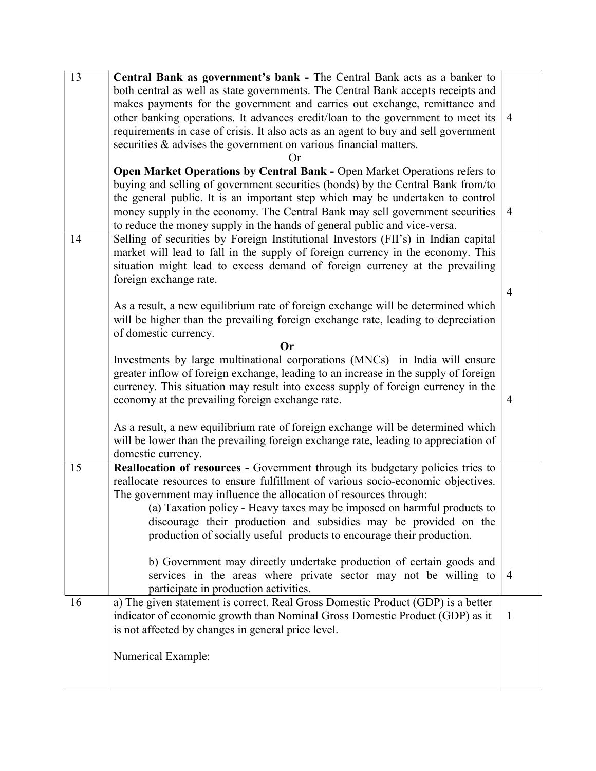| | | |
|---|---|---|
| 13 | **Central Bank as government's bank -** The Central Bank acts as a banker to both central as well as state governments. The Central Bank accepts receipts and makes payments for the government and carries out exchange, remittance and other banking operations. It advances credit/loan to the government to meet its requirements in case of crisis. It also acts as an agent to buy and sell government securities & advises the government on various financial matters. | 4 |
| | Or | |
| | **Open Market Operations by Central Bank -** Open Market Operations refers to buying and selling of government securities (bonds) by the Central Bank from/to the general public. It is an important step which may be undertaken to control money supply in the economy. The Central Bank may sell government securities to reduce the money supply in the hands of general public and vice-versa. | 4 |
| 14 | Selling of securities by Foreign Institutional Investors (FII's) in Indian capital market will lead to fall in the supply of foreign currency in the economy. This situation might lead to excess demand of foreign currency at the prevailing foreign exchange rate.<br><br>As a result, a new equilibrium rate of foreign exchange will be determined which will be higher than the prevailing foreign exchange rate, leading to depreciation of domestic currency. | 4 |
| | **Or** | |
| | Investments by large multinational corporations (MNCs) in India will ensure greater inflow of foreign exchange, leading to an increase in the supply of foreign currency. This situation may result into excess supply of foreign currency in the economy at the prevailing foreign exchange rate.<br><br>As a result, a new equilibrium rate of foreign exchange will be determined which will be lower than the prevailing foreign exchange rate, leading to appreciation of domestic currency. | 4 |
| 15 | **Reallocation of resources -** Government through its budgetary policies tries to reallocate resources to ensure fulfillment of various socio-economic objectives. The government may influence the allocation of resources through:<br>(a) Taxation policy - Heavy taxes may be imposed on harmful products to discourage their production and subsidies may be provided on the production of socially useful products to encourage their production.<br><br>b) Government may directly undertake production of certain goods and services in the areas where private sector may not be willing to participate in production activities. | 4 |
| 16 | a) The given statement is correct. Real Gross Domestic Product (GDP) is a better indicator of economic growth than Nominal Gross Domestic Product (GDP) as it is not affected by changes in general price level.<br><br>Numerical Example: | 1 |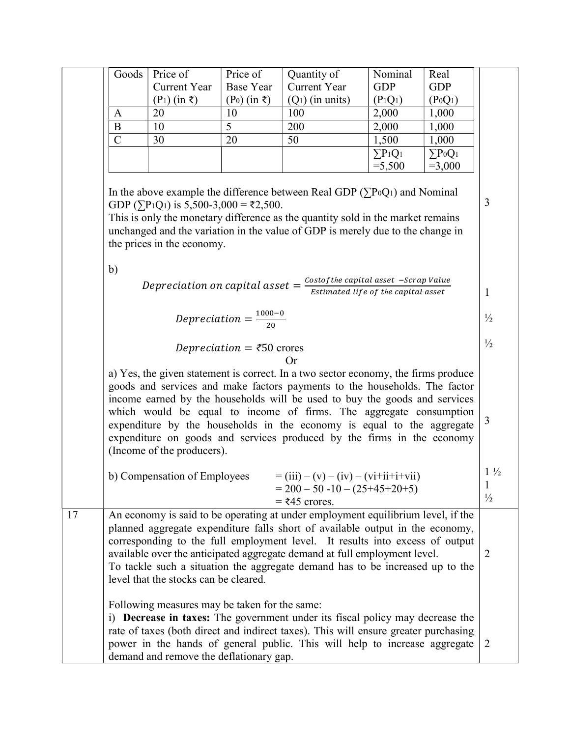| Goods | Price of Current Year ($P_1$) (in ₹) | Price of Base Year ($P_0$) (in ₹) | Quantity of Current Year ($Q_1$) (in units) | Nominal GDP ($P_1Q_1$) | Real GDP ($P_0Q_1$) |
|---|---|---|---|---|---|
| A | 20 | 10 | 100 | 2,000 | 1,000 |
| B | 10 | 5 | 200 | 2,000 | 1,000 |
| C | 30 | 20 | 50 | 1,500 | 1,000 |
| | | | | $\sum P_1Q_1$ =5,500 | $\sum P_0Q_1$ =3,000 |

In the above example the difference between Real GDP ($\sum P_0Q_1$) and Nominal GDP ($\sum P_1Q_1$) is 5,500-3,000 = ₹2,500.
This is only the monetary difference as the quantity sold in the market remains unchanged and the variation in the value of GDP is merely due to the change in the prices in the economy. — 3

b)

$$Depreciation\ on\ capital\ asset = \frac{Cost of the\ capital\ asset\ - Scrap\ Value}{Estimated\ life\ of\ the\ capital\ asset}$$ — 1

$$Depreciation = \frac{1000-0}{20}$$ — ½

$$Depreciation = ₹50 \text{ crores}$$ — ½

Or

a) Yes, the given statement is correct. In a two sector economy, the firms produce goods and services and make factors payments to the households. The factor income earned by the households will be used to buy the goods and services which would be equal to income of firms. The aggregate consumption expenditure by the households in the economy is equal to the aggregate expenditure on goods and services produced by the firms in the economy (Income of the producers). — 3

b) Compensation of Employees = (iii) – (v) – (iv) – (vi+ii+i+vii) — 1 ½
= 200 – 50 -10 – (25+45+20+5) — 1
= ₹45 crores. — ½

**17**

An economy is said to be operating at under employment equilibrium level, if the planned aggregate expenditure falls short of available output in the economy, corresponding to the full employment level. It results into excess of output available over the anticipated aggregate demand at full employment level.
To tackle such a situation the aggregate demand has to be increased up to the level that the stocks can be cleared. — 2

Following measures may be taken for the same:

i) **Decrease in taxes:** The government under its fiscal policy may decrease the rate of taxes (both direct and indirect taxes). This will ensure greater purchasing power in the hands of general public. This will help to increase aggregate demand and remove the deflationary gap. — 2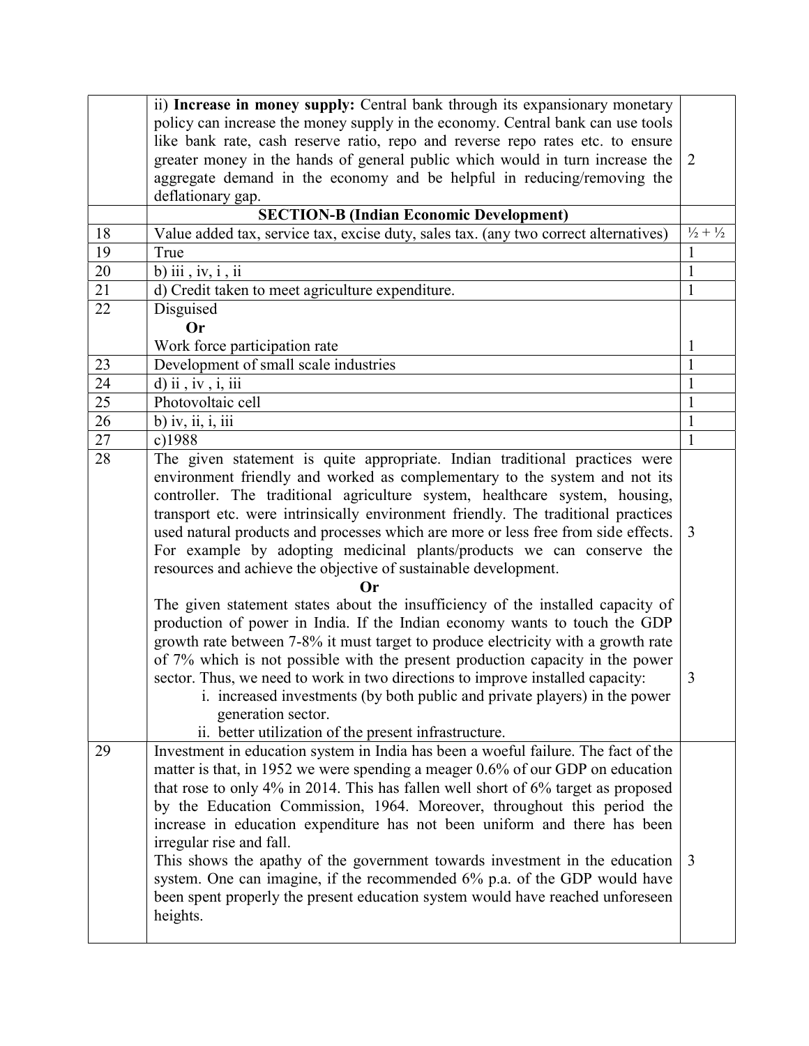| | | |
|---|---|---|
| | ii) **Increase in money supply:** Central bank through its expansionary monetary policy can increase the money supply in the economy. Central bank can use tools like bank rate, cash reserve ratio, repo and reverse repo rates etc. to ensure greater money in the hands of general public which would in turn increase the aggregate demand in the economy and be helpful in reducing/removing the deflationary gap. | 2 |
| | **SECTION-B (Indian Economic Development)** | |
| 18 | Value added tax, service tax, excise duty, sales tax. (any two correct alternatives) | ½ + ½ |
| 19 | True | 1 |
| 20 | b) iii , iv, i , ii | 1 |
| 21 | d) Credit taken to meet agriculture expenditure. | 1 |
| 22 | Disguised<br>**Or**<br>Work force participation rate | 1 |
| 23 | Development of small scale industries | 1 |
| 24 | d) ii , iv , i, iii | 1 |
| 25 | Photovoltaic cell | 1 |
| 26 | b) iv, ii, i, iii | 1 |
| 27 | c)1988 | 1 |
| 28 | The given statement is quite appropriate. Indian traditional practices were environment friendly and worked as complementary to the system and not its controller. The traditional agriculture system, healthcare system, housing, transport etc. were intrinsically environment friendly. The traditional practices used natural products and processes which are more or less free from side effects. For example by adopting medicinal plants/products we can conserve the resources and achieve the objective of sustainable development.<br>**Or**<br>The given statement states about the insufficiency of the installed capacity of production of power in India. If the Indian economy wants to touch the GDP growth rate between 7-8% it must target to produce electricity with a growth rate of 7% which is not possible with the present production capacity in the power sector. Thus, we need to work in two directions to improve installed capacity:<br>i. increased investments (by both public and private players) in the power generation sector.<br>ii. better utilization of the present infrastructure. | 3<br><br>3 |
| 29 | Investment in education system in India has been a woeful failure. The fact of the matter is that, in 1952 we were spending a meager 0.6% of our GDP on education that rose to only 4% in 2014. This has fallen well short of 6% target as proposed by the Education Commission, 1964. Moreover, throughout this period the increase in education expenditure has not been uniform and there has been irregular rise and fall.<br>This shows the apathy of the government towards investment in the education system. One can imagine, if the recommended 6% p.a. of the GDP would have been spent properly the present education system would have reached unforeseen heights. | 3 |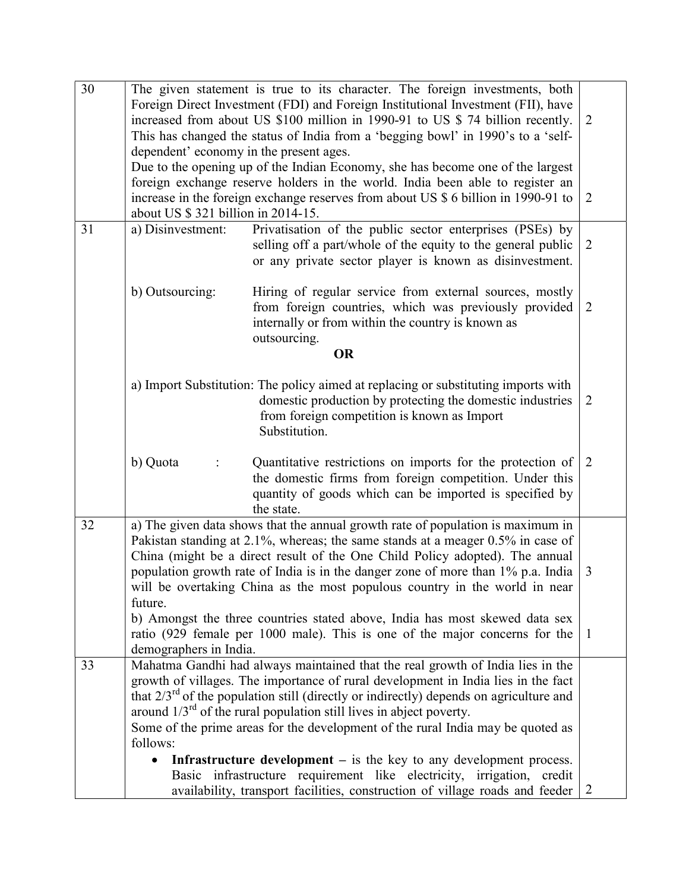| | | |
|---|---|---|
| 30 | The given statement is true to its character. The foreign investments, both Foreign Direct Investment (FDI) and Foreign Institutional Investment (FII), have increased from about US $100 million in 1990-91 to US $ 74 billion recently. This has changed the status of India from a 'begging bowl' in 1990's to a 'self-dependent' economy in the present ages.<br>Due to the opening up of the Indian Economy, she has become one of the largest foreign exchange reserve holders in the world. India been able to register an increase in the foreign exchange reserves from about US $ 6 billion in 1990-91 to about US $ 321 billion in 2014-15. | 2<br><br>2 |
| 31 | a) Disinvestment: Privatisation of the public sector enterprises (PSEs) by selling off a part/whole of the equity to the general public or any private sector player is known as disinvestment.<br><br>b) Outsourcing: Hiring of regular service from external sources, mostly from foreign countries, which was previously provided internally or from within the country is known as outsourcing.<br><br>**OR**<br><br>a) Import Substitution: The policy aimed at replacing or substituting imports with domestic production by protecting the domestic industries from foreign competition is known as Import Substitution.<br><br>b) Quota : Quantitative restrictions on imports for the protection of the domestic firms from foreign competition. Under this quantity of goods which can be imported is specified by the state. | 2<br><br>2<br><br><br><br>2<br><br>2 |
| 32 | a) The given data shows that the annual growth rate of population is maximum in Pakistan standing at 2.1%, whereas; the same stands at a meager 0.5% in case of China (might be a direct result of the One Child Policy adopted). The annual population growth rate of India is in the danger zone of more than 1% p.a. India will be overtaking China as the most populous country in the world in near future.<br>b) Amongst the three countries stated above, India has most skewed data sex ratio (929 female per 1000 male). This is one of the major concerns for the demographers in India. | 3<br><br>1 |
| 33 | Mahatma Gandhi had always maintained that the real growth of India lies in the growth of villages. The importance of rural development in India lies in the fact that 2/3rd of the population still (directly or indirectly) depends on agriculture and around 1/3rd of the rural population still lives in abject poverty.<br>Some of the prime areas for the development of the rural India may be quoted as follows:<br>• **Infrastructure development –** is the key to any development process. Basic infrastructure requirement like electricity, irrigation, credit availability, transport facilities, construction of village roads and feeder | <br><br><br><br><br>2 |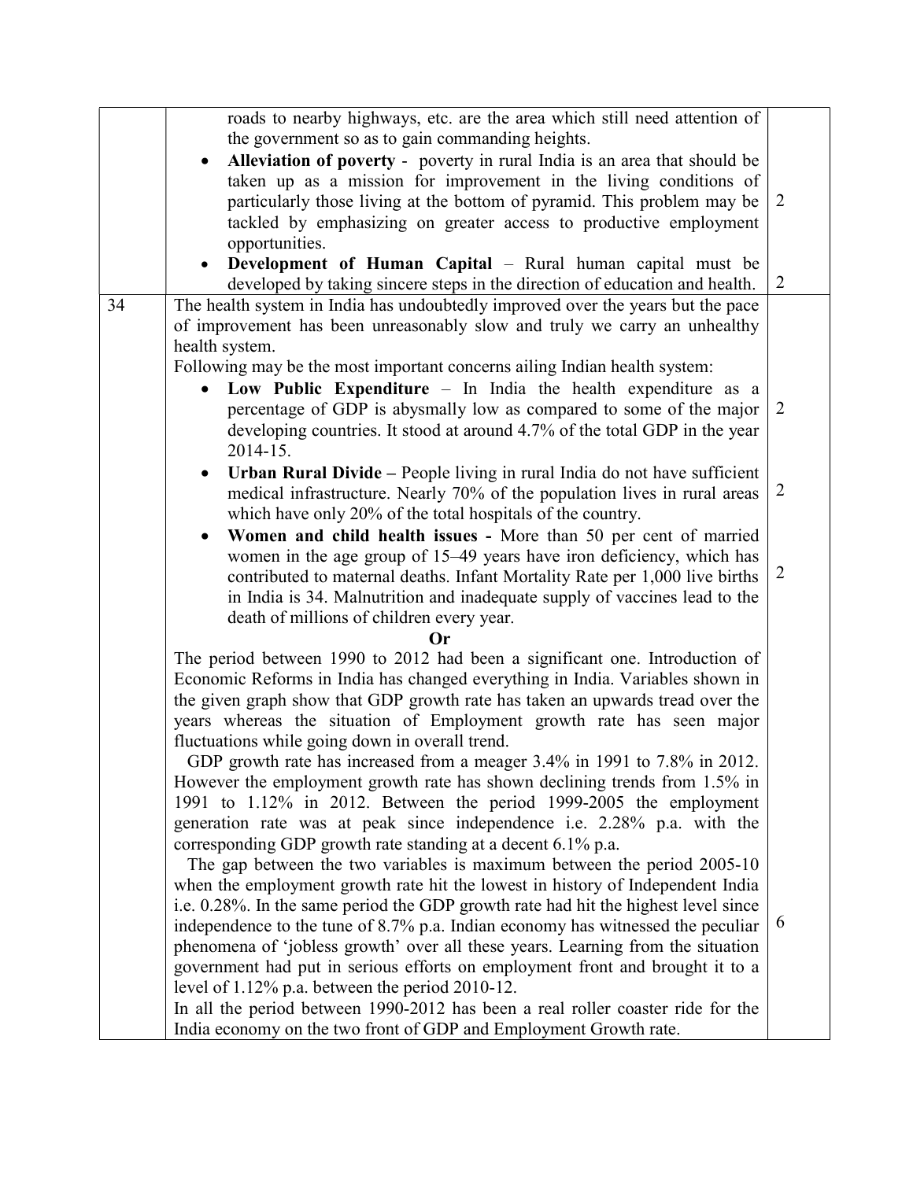| | | |
|---|---|---|
| | roads to nearby highways, etc. are the area which still need attention of the government so as to gain commanding heights.<br>• **Alleviation of poverty** - poverty in rural India is an area that should be taken up as a mission for improvement in the living conditions of particularly those living at the bottom of pyramid. This problem may be tackled by emphasizing on greater access to productive employment opportunities.<br>• **Development of Human Capital** – Rural human capital must be developed by taking sincere steps in the direction of education and health. | 2<br><br>2 |
| 34 | The health system in India has undoubtedly improved over the years but the pace of improvement has been unreasonably slow and truly we carry an unhealthy health system.<br>Following may be the most important concerns ailing Indian health system:<br>• **Low Public Expenditure** – In India the health expenditure as a percentage of GDP is abysmally low as compared to some of the major developing countries. It stood at around 4.7% of the total GDP in the year 2014-15.<br>• **Urban Rural Divide –** People living in rural India do not have sufficient medical infrastructure. Nearly 70% of the population lives in rural areas which have only 20% of the total hospitals of the country.<br>• **Women and child health issues -** More than 50 per cent of married women in the age group of 15–49 years have iron deficiency, which has contributed to maternal deaths. Infant Mortality Rate per 1,000 live births in India is 34. Malnutrition and inadequate supply of vaccines lead to the death of millions of children every year.<br>**Or**<br>The period between 1990 to 2012 had been a significant one. Introduction of Economic Reforms in India has changed everything in India. Variables shown in the given graph show that GDP growth rate has taken an upwards tread over the years whereas the situation of Employment growth rate has seen major fluctuations while going down in overall trend.<br>GDP growth rate has increased from a meager 3.4% in 1991 to 7.8% in 2012. However the employment growth rate has shown declining trends from 1.5% in 1991 to 1.12% in 2012. Between the period 1999-2005 the employment generation rate was at peak since independence i.e. 2.28% p.a. with the corresponding GDP growth rate standing at a decent 6.1% p.a.<br>The gap between the two variables is maximum between the period 2005-10 when the employment growth rate hit the lowest in history of Independent India i.e. 0.28%. In the same period the GDP growth rate had hit the highest level since independence to the tune of 8.7% p.a. Indian economy has witnessed the peculiar phenomena of 'jobless growth' over all these years. Learning from the situation government had put in serious efforts on employment front and brought it to a level of 1.12% p.a. between the period 2010-12.<br>In all the period between 1990-2012 has been a real roller coaster ride for the India economy on the two front of GDP and Employment Growth rate. | 2<br><br>2<br><br>2<br><br>6 |